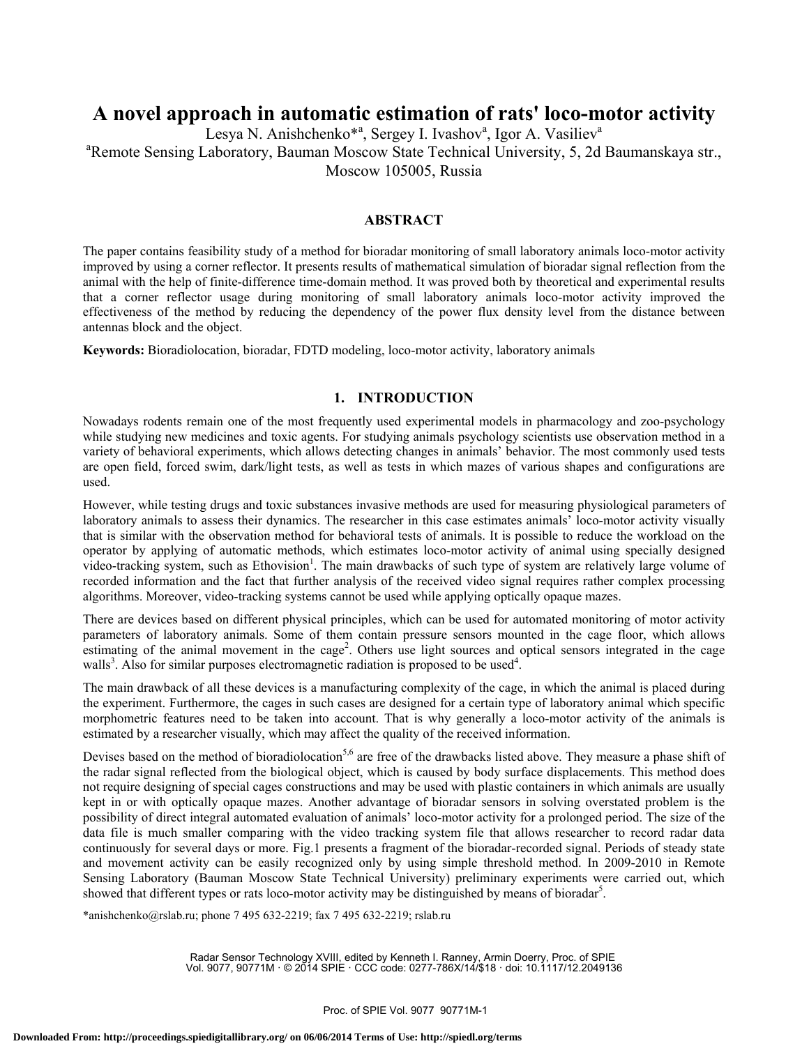# A novel approach in automatic estimation of rats' loco-motor activity

Lesya N. Anishchenko*[a], Sergey I. Ivashov[a], Igor A. Vasiliev[a]

[a]Remote Sensing Laboratory, Bauman Moscow State Technical University, 5, 2d Baumanskaya str., Moscow 105005, Russia

## ABSTRACT

The paper contains feasibility study of a method for bioradar monitoring of small laboratory animals loco-motor activity improved by using a corner reflector. It presents results of mathematical simulation of bioradar signal reflection from the animal with the help of finite-difference time-domain method. It was proved both by theoretical and experimental results that a corner reflector usage during monitoring of small laboratory animals loco-motor activity improved the effectiveness of the method by reducing the dependency of the power flux density level from the distance between antennas block and the object.

**Keywords:** Bioradiolocation, bioradar, FDTD modeling, loco-motor activity, laboratory animals

## 1. INTRODUCTION

Nowadays rodents remain one of the most frequently used experimental models in pharmacology and zoo-psychology while studying new medicines and toxic agents. For studying animals psychology scientists use observation method in a variety of behavioral experiments, which allows detecting changes in animals' behavior. The most commonly used tests are open field, forced swim, dark/light tests, as well as tests in which mazes of various shapes and configurations are used.

However, while testing drugs and toxic substances invasive methods are used for measuring physiological parameters of laboratory animals to assess their dynamics. The researcher in this case estimates animals' loco-motor activity visually that is similar with the observation method for behavioral tests of animals. It is possible to reduce the workload on the operator by applying of automatic methods, which estimates loco-motor activity of animal using specially designed video-tracking system, such as Ethovision[1]. The main drawbacks of such type of system are relatively large volume of recorded information and the fact that further analysis of the received video signal requires rather complex processing algorithms. Moreover, video-tracking systems cannot be used while applying optically opaque mazes.

There are devices based on different physical principles, which can be used for automated monitoring of motor activity parameters of laboratory animals. Some of them contain pressure sensors mounted in the cage floor, which allows estimating of the animal movement in the cage[2]. Others use light sources and optical sensors integrated in the cage walls[3]. Also for similar purposes electromagnetic radiation is proposed to be used[4].

The main drawback of all these devices is a manufacturing complexity of the cage, in which the animal is placed during the experiment. Furthermore, the cages in such cases are designed for a certain type of laboratory animal which specific morphometric features need to be taken into account. That is why generally a loco-motor activity of the animals is estimated by a researcher visually, which may affect the quality of the received information.

Devises based on the method of bioradiolocation[5,6] are free of the drawbacks listed above. They measure a phase shift of the radar signal reflected from the biological object, which is caused by body surface displacements. This method does not require designing of special cages constructions and may be used with plastic containers in which animals are usually kept in or with optically opaque mazes. Another advantage of bioradar sensors in solving overstated problem is the possibility of direct integral automated evaluation of animals' loco-motor activity for a prolonged period. The size of the data file is much smaller comparing with the video tracking system file that allows researcher to record radar data continuously for several days or more. Fig.1 presents a fragment of the bioradar-recorded signal. Periods of steady state and movement activity can be easily recognized only by using simple threshold method. In 2009-2010 in Remote Sensing Laboratory (Bauman Moscow State Technical University) preliminary experiments were carried out, which showed that different types or rats loco-motor activity may be distinguished by means of bioradar[5].

*anishchenko@rslab.ru; phone 7 495 632-2219; fax 7 495 632-2219; rslab.ru

Radar Sensor Technology XVIII, edited by Kenneth I. Ranney, Armin Doerry, Proc. of SPIE Vol. 9077, 90771M · © 2014 SPIE · CCC code: 0277-786X/14/$18 · doi: 10.1117/12.2049136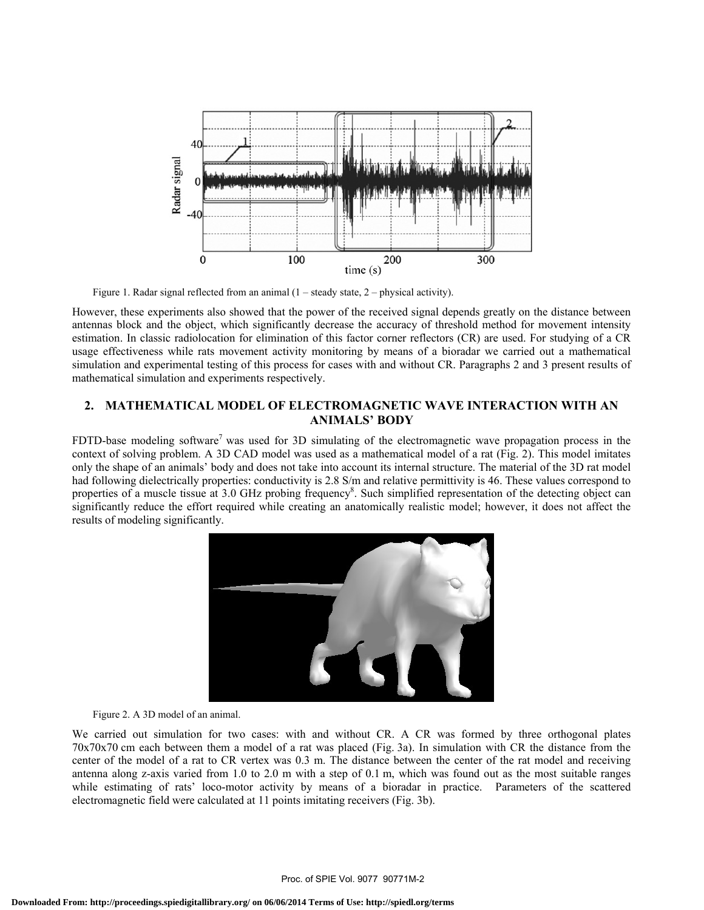Figure 1. Radar signal reflected from an animal (1 – steady state, 2 – physical activity).

However, these experiments also showed that the power of the received signal depends greatly on the distance between antennas block and the object, which significantly decrease the accuracy of threshold method for movement intensity estimation. In classic radiolocation for elimination of this factor corner reflectors (CR) are used. For studying of a CR usage effectiveness while rats movement activity monitoring by means of a bioradar we carried out a mathematical simulation and experimental testing of this process for cases with and without CR. Paragraphs 2 and 3 present results of mathematical simulation and experiments respectively.

## 2. MATHEMATICAL MODEL OF ELECTROMAGNETIC WAVE INTERACTION WITH AN ANIMALS' BODY

FDTD-base modeling software[7] was used for 3D simulating of the electromagnetic wave propagation process in the context of solving problem. A 3D CAD model was used as a mathematical model of a rat (Fig. 2). This model imitates only the shape of an animals' body and does not take into account its internal structure. The material of the 3D rat model had following dielectrically properties: conductivity is 2.8 S/m and relative permittivity is 46. These values correspond to properties of a muscle tissue at 3.0 GHz probing frequency[8]. Such simplified representation of the detecting object can significantly reduce the effort required while creating an anatomically realistic model; however, it does not affect the results of modeling significantly.

Figure 2. A 3D model of an animal.

We carried out simulation for two cases: with and without CR. A CR was formed by three orthogonal plates 70x70x70 cm each between them a model of a rat was placed (Fig. 3a). In simulation with CR the distance from the center of the model of a rat to CR vertex was 0.3 m. The distance between the center of the rat model and receiving antenna along z-axis varied from 1.0 to 2.0 m with a step of 0.1 m, which was found out as the most suitable ranges while estimating of rats' loco-motor activity by means of a bioradar in practice. Parameters of the scattered electromagnetic field were calculated at 11 points imitating receivers (Fig. 3b).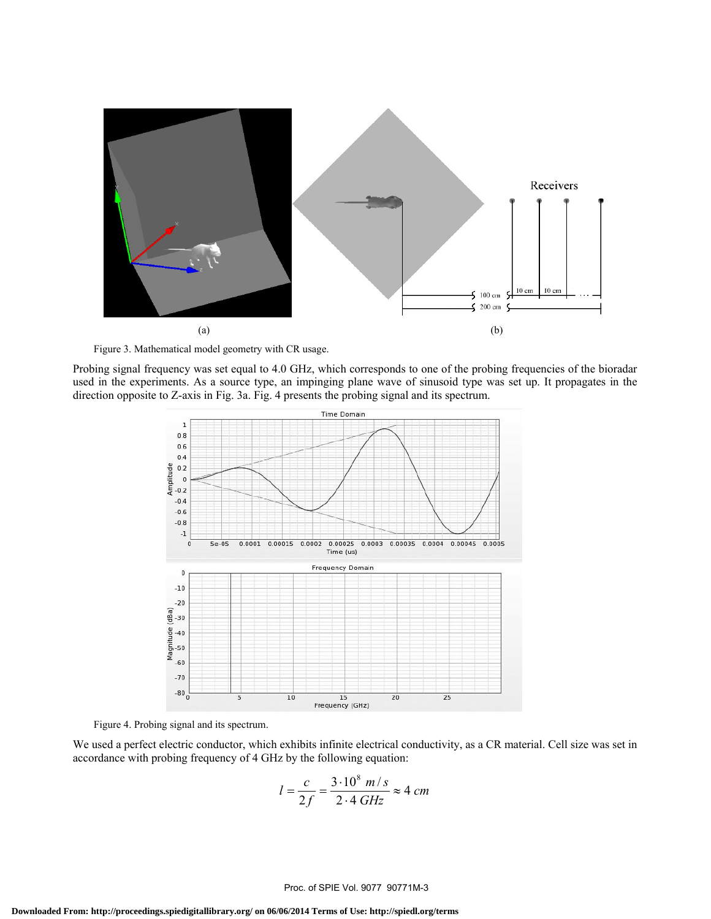Figure 3. Mathematical model geometry with CR usage.

Probing signal frequency was set equal to 4.0 GHz, which corresponds to one of the probing frequencies of the bioradar used in the experiments. As a source type, an impinging plane wave of sinusoid type was set up. It propagates in the direction opposite to Z-axis in Fig. 3a. Fig. 4 presents the probing signal and its spectrum.

Figure 4. Probing signal and its spectrum.

We used a perfect electric conductor, which exhibits infinite electrical conductivity, as a CR material. Cell size was set in accordance with probing frequency of 4 GHz by the following equation:

$$l = \frac{c}{2f} = \frac{3 \cdot 10^8 \ m/s}{2 \cdot 4 \ GHz} \approx 4 \ cm$$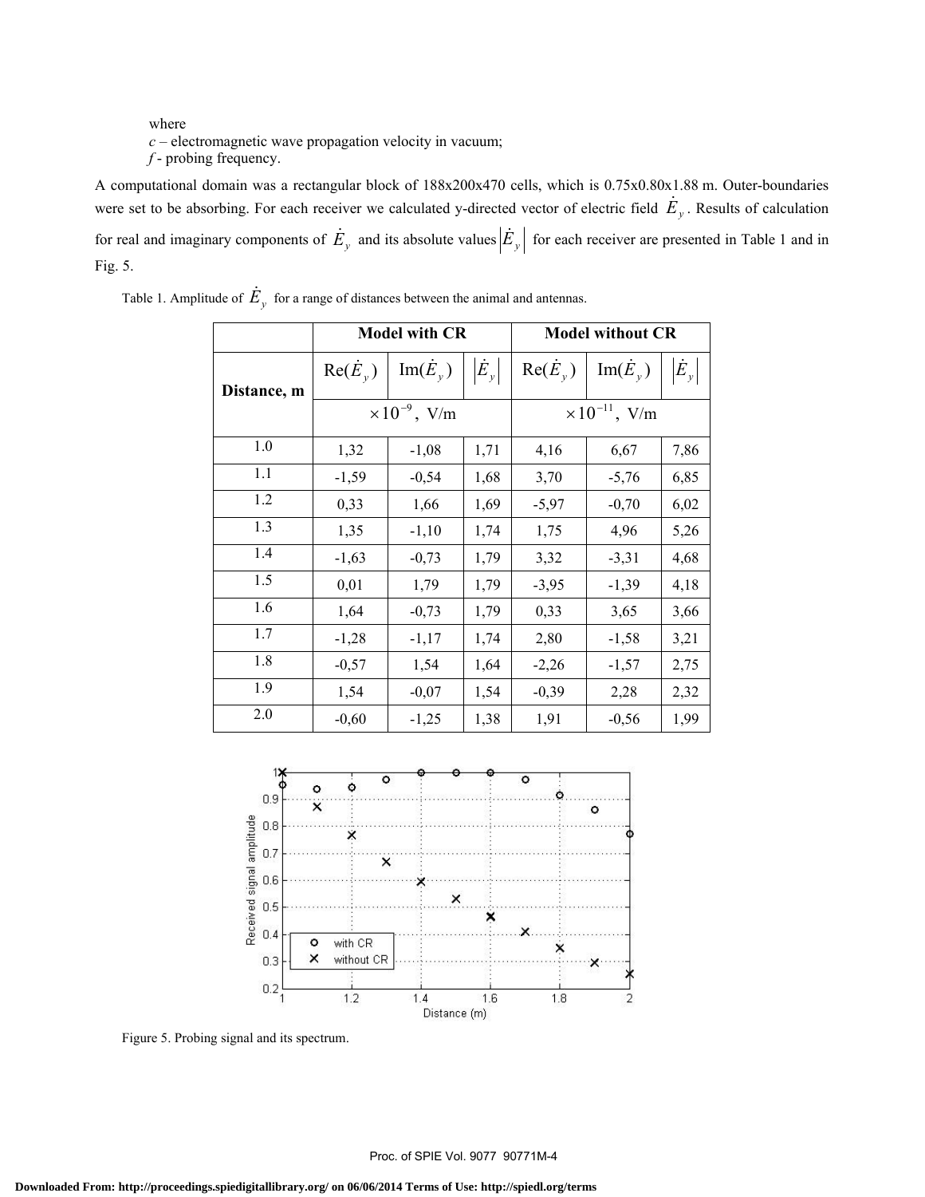where
$c$ – electromagnetic wave propagation velocity in vacuum;
$f$ - probing frequency.

A computational domain was a rectangular block of 188x200x470 cells, which is 0.75x0.80x1.88 m. Outer-boundaries were set to be absorbing. For each receiver we calculated y-directed vector of electric field $\dot{E}_y$. Results of calculation for real and imaginary components of $\dot{E}_y$ and its absolute values $|\dot{E}_y|$ for each receiver are presented in Table 1 and in Fig. 5.

Table 1. Amplitude of $\dot{E}_y$ for a range of distances between the animal and antennas.

| Distance, m | Model with CR | | | Model without CR | | |
|---|---|---|---|---|---|---|
| | $\mathrm{Re}(\dot{E}_y)$ | $\mathrm{Im}(\dot{E}_y)$ | $\lvert\dot{E}_y\rvert$ | $\mathrm{Re}(\dot{E}_y)$ | $\mathrm{Im}(\dot{E}_y)$ | $\lvert\dot{E}_y\rvert$ |
| | $\times 10^{-9}$, V/m | | | $\times 10^{-11}$, V/m | | |
| 1.0 | 1,32 | -1,08 | 1,71 | 4,16 | 6,67 | 7,86 |
| 1.1 | -1,59 | -0,54 | 1,68 | 3,70 | -5,76 | 6,85 |
| 1.2 | 0,33 | 1,66 | 1,69 | -5,97 | -0,70 | 6,02 |
| 1.3 | 1,35 | -1,10 | 1,74 | 1,75 | 4,96 | 5,26 |
| 1.4 | -1,63 | -0,73 | 1,79 | 3,32 | -3,31 | 4,68 |
| 1.5 | 0,01 | 1,79 | 1,79 | -3,95 | -1,39 | 4,18 |
| 1.6 | 1,64 | -0,73 | 1,79 | 0,33 | 3,65 | 3,66 |
| 1.7 | -1,28 | -1,17 | 1,74 | 2,80 | -1,58 | 3,21 |
| 1.8 | -0,57 | 1,54 | 1,64 | -2,26 | -1,57 | 2,75 |
| 1.9 | 1,54 | -0,07 | 1,54 | -0,39 | 2,28 | 2,32 |
| 2.0 | -0,60 | -1,25 | 1,38 | 1,91 | -0,56 | 1,99 |

Figure 5. Probing signal and its spectrum.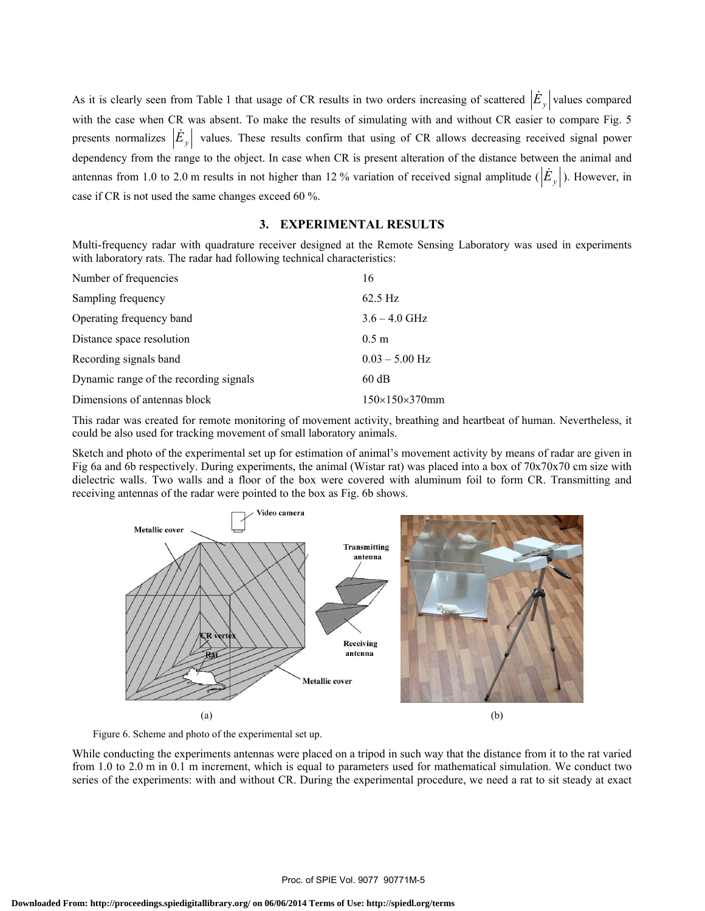As it is clearly seen from Table 1 that usage of CR results in two orders increasing of scattered $|\dot{E}_y|$ values compared with the case when CR was absent. To make the results of simulating with and without CR easier to compare Fig. 5 presents normalizes $|\dot{E}_y|$ values. These results confirm that using of CR allows decreasing received signal power dependency from the range to the object. In case when CR is present alteration of the distance between the animal and antennas from 1.0 to 2.0 m results in not higher than 12 % variation of received signal amplitude ($|\dot{E}_y|$). However, in case if CR is not used the same changes exceed 60 %.

## 3. EXPERIMENTAL RESULTS

Multi-frequency radar with quadrature receiver designed at the Remote Sensing Laboratory was used in experiments with laboratory rats. The radar had following technical characteristics:

| | |
|---|---|
| Number of frequencies | 16 |
| Sampling frequency | 62.5 Hz |
| Operating frequency band | 3.6 – 4.0 GHz |
| Distance space resolution | 0.5 m |
| Recording signals band | 0.03 – 5.00 Hz |
| Dynamic range of the recording signals | 60 dB |
| Dimensions of antennas block | 150×150×370mm |

This radar was created for remote monitoring of movement activity, breathing and heartbeat of human. Nevertheless, it could be also used for tracking movement of small laboratory animals.

Sketch and photo of the experimental set up for estimation of animal's movement activity by means of radar are given in Fig 6a and 6b respectively. During experiments, the animal (Wistar rat) was placed into a box of 70x70x70 cm size with dielectric walls. Two walls and a floor of the box were covered with aluminum foil to form CR. Transmitting and receiving antennas of the radar were pointed to the box as Fig. 6b shows.

(a) (b)

Figure 6. Scheme and photo of the experimental set up.

While conducting the experiments antennas were placed on a tripod in such way that the distance from it to the rat varied from 1.0 to 2.0 m in 0.1 m increment, which is equal to parameters used for mathematical simulation. We conduct two series of the experiments: with and without CR. During the experimental procedure, we need a rat to sit steady at exact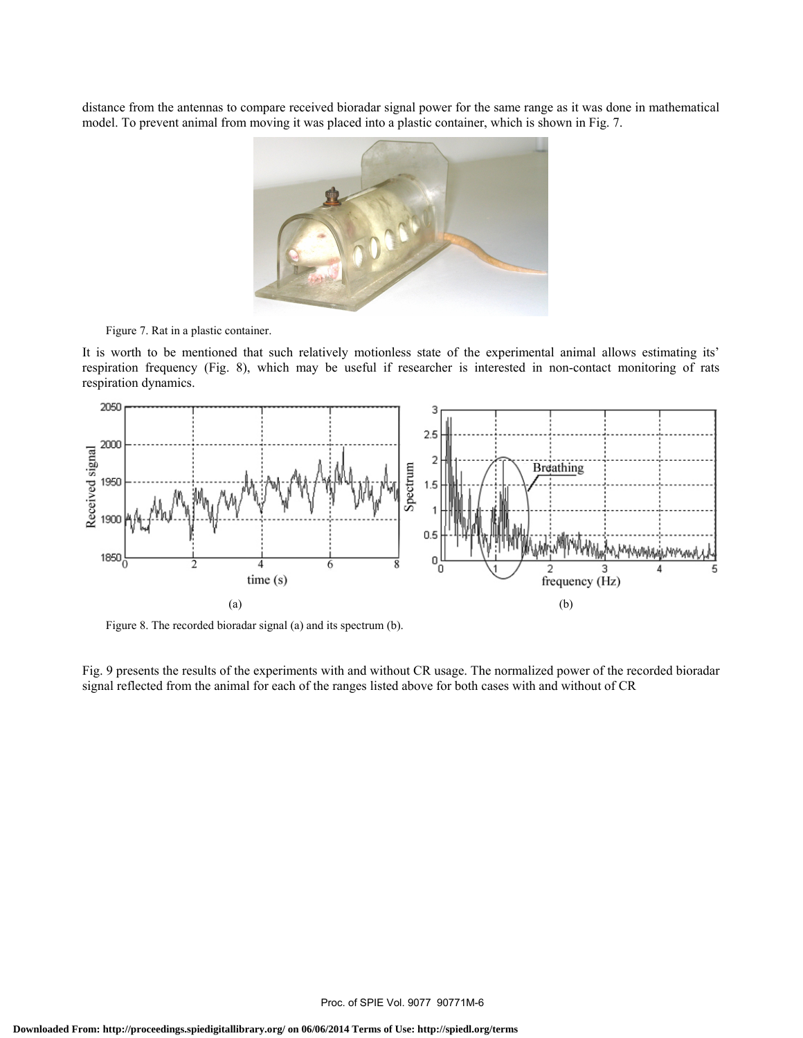distance from the antennas to compare received bioradar signal power for the same range as it was done in mathematical model. To prevent animal from moving it was placed into a plastic container, which is shown in Fig. 7.

Figure 7. Rat in a plastic container.

It is worth to be mentioned that such relatively motionless state of the experimental animal allows estimating its' respiration frequency (Fig. 8), which may be useful if researcher is interested in non-contact monitoring of rats respiration dynamics.

Figure 8. The recorded bioradar signal (a) and its spectrum (b).

Fig. 9 presents the results of the experiments with and without CR usage. The normalized power of the recorded bioradar signal reflected from the animal for each of the ranges listed above for both cases with and without of CR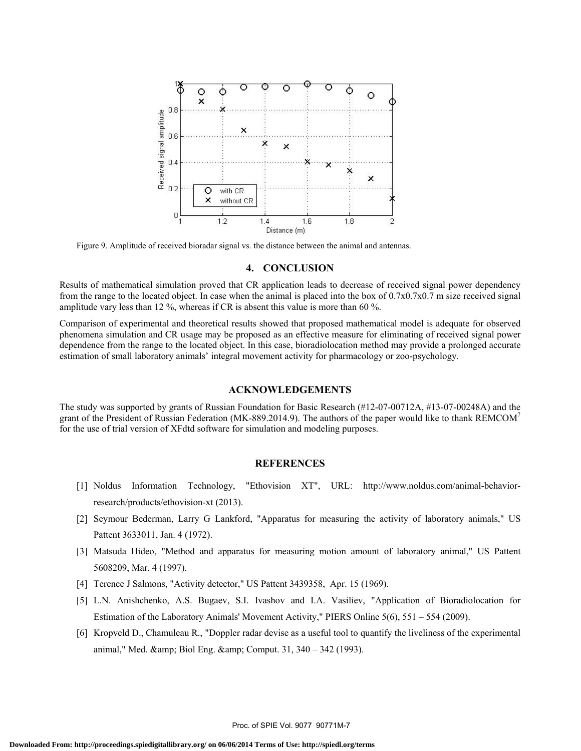Figure 9. Amplitude of received bioradar signal vs. the distance between the animal and antennas.

## 4. CONCLUSION

Results of mathematical simulation proved that CR application leads to decrease of received signal power dependency from the range to the located object. In case when the animal is placed into the box of 0.7x0.7x0.7 m size received signal amplitude vary less than 12 %, whereas if CR is absent this value is more than 60 %.

Comparison of experimental and theoretical results showed that proposed mathematical model is adequate for observed phenomena simulation and CR usage may be proposed as an effective measure for eliminating of received signal power dependence from the range to the located object. In this case, bioradiolocation method may provide a prolonged accurate estimation of small laboratory animals' integral movement activity for pharmacology or zoo-psychology.

## ACKNOWLEDGEMENTS

The study was supported by grants of Russian Foundation for Basic Research (#12-07-00712A, #13-07-00248A) and the grant of the President of Russian Federation (MK-889.2014.9). The authors of the paper would like to thank REMCOM[7] for the use of trial version of XFdtd software for simulation and modeling purposes.

## REFERENCES

[1] Noldus Information Technology, "Ethovision XT", URL: http://www.noldus.com/animal-behavior-research/products/ethovision-xt (2013).

[2] Seymour Bederman, Larry G Lankford, "Apparatus for measuring the activity of laboratory animals," US Pattent 3633011, Jan. 4 (1972).

[3] Matsuda Hideo, "Method and apparatus for measuring motion amount of laboratory animal," US Pattent 5608209, Mar. 4 (1997).

[4] Terence J Salmons, "Activity detector," US Pattent 3439358, Apr. 15 (1969).

[5] L.N. Anishchenko, A.S. Bugaev, S.I. Ivashov and I.A. Vasiliev, "Application of Bioradiolocation for Estimation of the Laboratory Animals' Movement Activity," PIERS Online 5(6), 551 – 554 (2009).

[6] Kropveld D., Chamuleau R., "Doppler radar devise as a useful tool to quantify the liveliness of the experimental animal," Med. &amp; Biol Eng. &amp; Comput. 31, 340 – 342 (1993).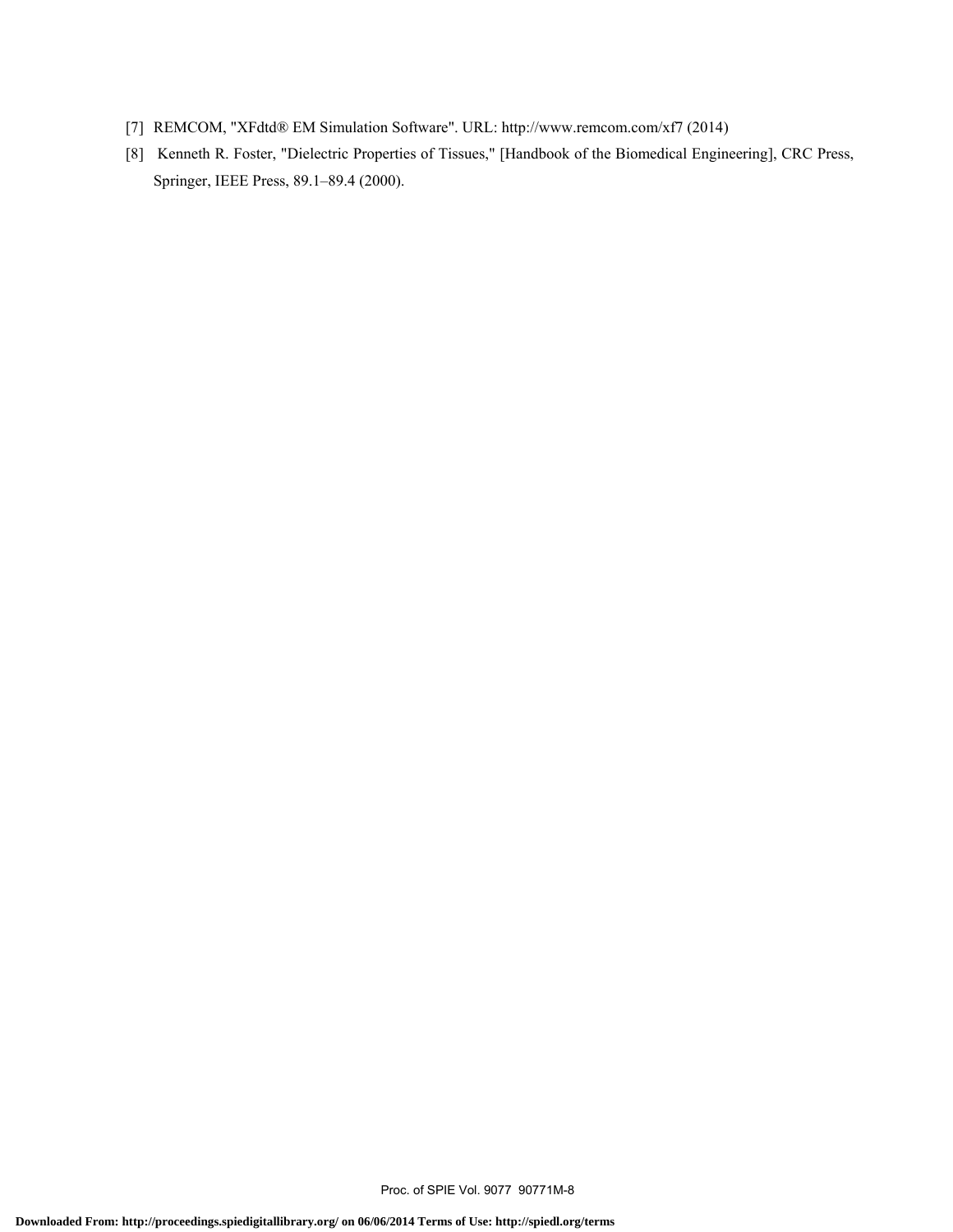[7] REMCOM, "XFdtd® EM Simulation Software". URL: http://www.remcom.com/xf7 (2014)

[8] Kenneth R. Foster, "Dielectric Properties of Tissues," [Handbook of the Biomedical Engineering], CRC Press, Springer, IEEE Press, 89.1–89.4 (2000).